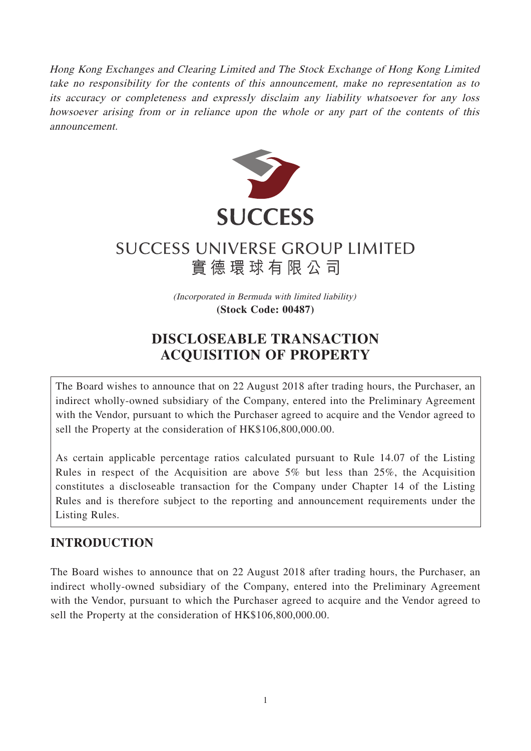*Hong Kong Exchanges and Clearing Limited and The Stock Exchange of Hong Kong Limited take no responsibility for the contents of this announcement, make no representation as to its accuracy or completeness and expressly disclaim any liability whatsoever for any loss howsoever arising from or in reliance upon the whole or any part of the contents of this announcement.*

SUCCESS

# SUCCESS UNIVERSE GROUP LIMITED
# 實德環球有限公司

*(Incorporated in Bermuda with limited liability)*
**(Stock Code: 00487)**

# DISCLOSEABLE TRANSACTION ACQUISITION OF PROPERTY

The Board wishes to announce that on 22 August 2018 after trading hours, the Purchaser, an indirect wholly-owned subsidiary of the Company, entered into the Preliminary Agreement with the Vendor, pursuant to which the Purchaser agreed to acquire and the Vendor agreed to sell the Property at the consideration of HK$106,800,000.00.

As certain applicable percentage ratios calculated pursuant to Rule 14.07 of the Listing Rules in respect of the Acquisition are above 5% but less than 25%, the Acquisition constitutes a discloseable transaction for the Company under Chapter 14 of the Listing Rules and is therefore subject to the reporting and announcement requirements under the Listing Rules.

## INTRODUCTION

The Board wishes to announce that on 22 August 2018 after trading hours, the Purchaser, an indirect wholly-owned subsidiary of the Company, entered into the Preliminary Agreement with the Vendor, pursuant to which the Purchaser agreed to acquire and the Vendor agreed to sell the Property at the consideration of HK$106,800,000.00.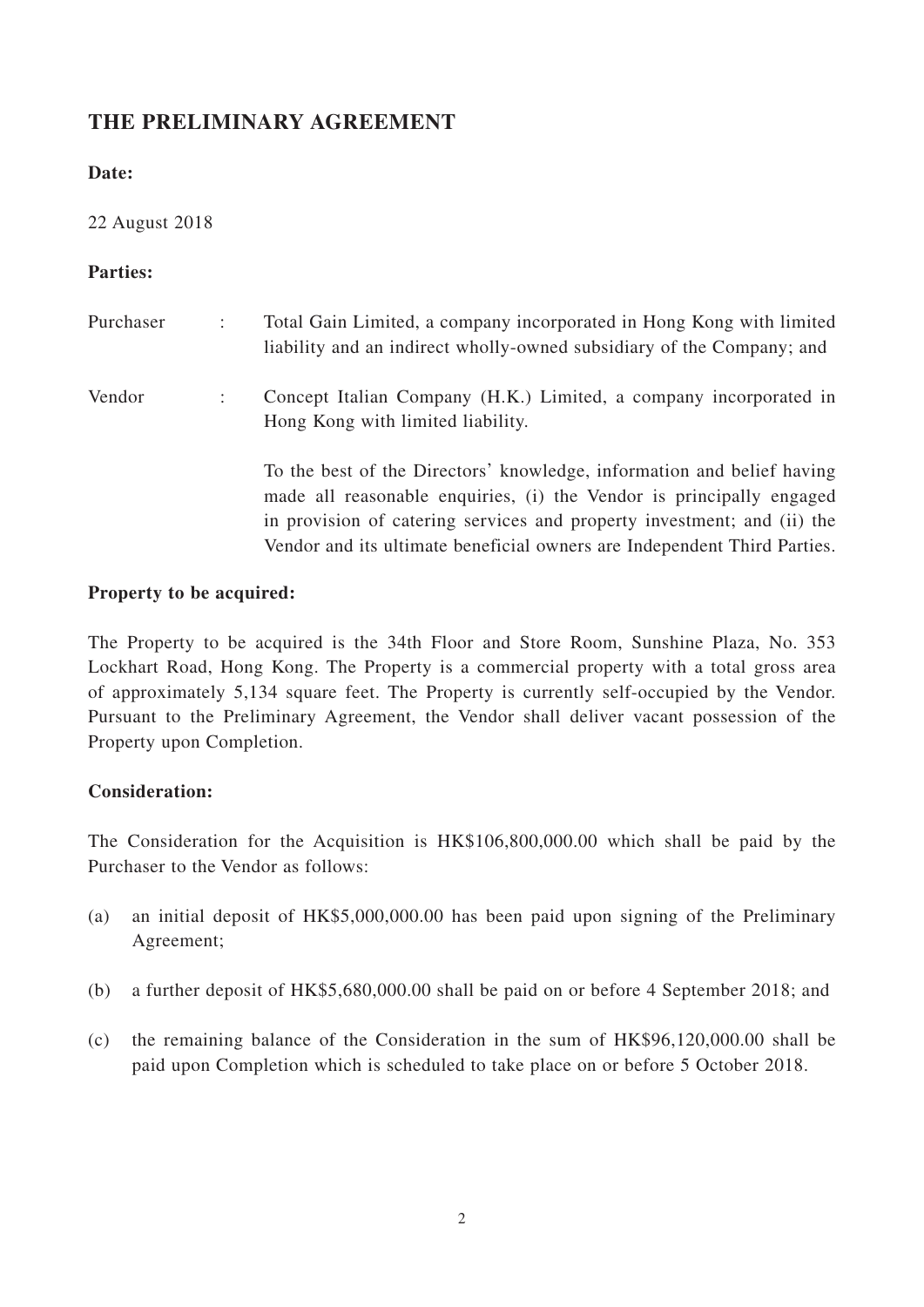## THE PRELIMINARY AGREEMENT

**Date:**

22 August 2018

**Parties:**

| | | |
|---|---|---|
| Purchaser | : | Total Gain Limited, a company incorporated in Hong Kong with limited liability and an indirect wholly-owned subsidiary of the Company; and |
| Vendor | : | Concept Italian Company (H.K.) Limited, a company incorporated in Hong Kong with limited liability. |

To the best of the Directors' knowledge, information and belief having made all reasonable enquiries, (i) the Vendor is principally engaged in provision of catering services and property investment; and (ii) the Vendor and its ultimate beneficial owners are Independent Third Parties.

**Property to be acquired:**

The Property to be acquired is the 34th Floor and Store Room, Sunshine Plaza, No. 353 Lockhart Road, Hong Kong. The Property is a commercial property with a total gross area of approximately 5,134 square feet. The Property is currently self-occupied by the Vendor. Pursuant to the Preliminary Agreement, the Vendor shall deliver vacant possession of the Property upon Completion.

**Consideration:**

The Consideration for the Acquisition is HK$106,800,000.00 which shall be paid by the Purchaser to the Vendor as follows:

(a) an initial deposit of HK$5,000,000.00 has been paid upon signing of the Preliminary Agreement;

(b) a further deposit of HK$5,680,000.00 shall be paid on or before 4 September 2018; and

(c) the remaining balance of the Consideration in the sum of HK$96,120,000.00 shall be paid upon Completion which is scheduled to take place on or before 5 October 2018.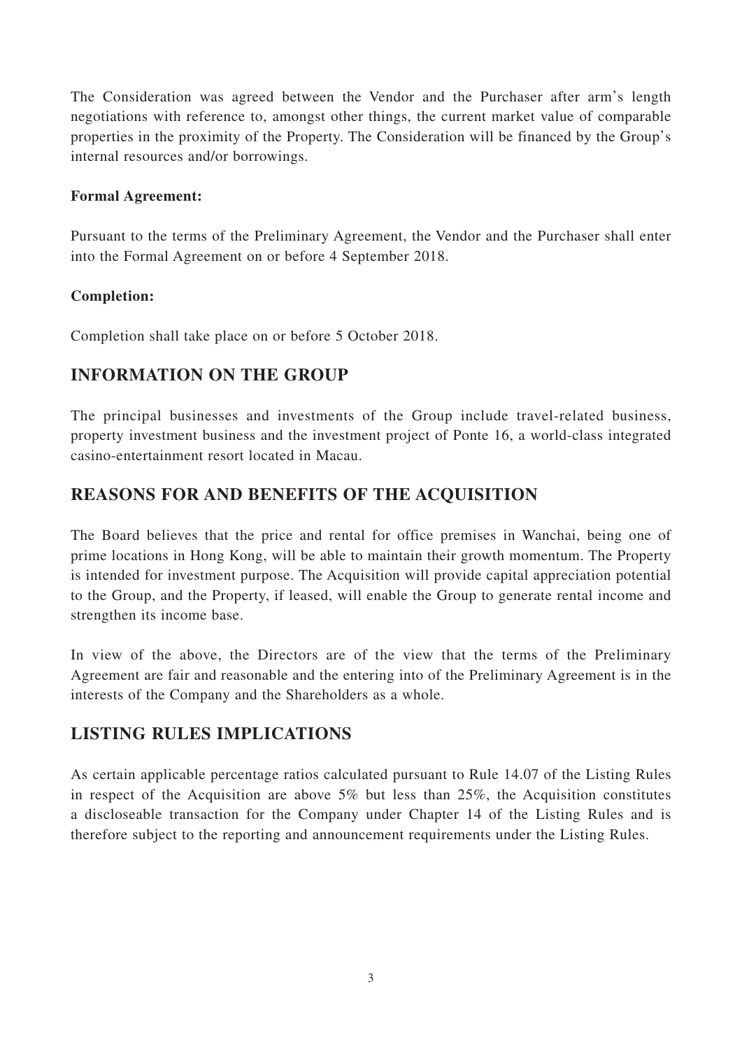The Consideration was agreed between the Vendor and the Purchaser after arm's length negotiations with reference to, amongst other things, the current market value of comparable properties in the proximity of the Property. The Consideration will be financed by the Group's internal resources and/or borrowings.

**Formal Agreement:**

Pursuant to the terms of the Preliminary Agreement, the Vendor and the Purchaser shall enter into the Formal Agreement on or before 4 September 2018.

**Completion:**

Completion shall take place on or before 5 October 2018.

## INFORMATION ON THE GROUP

The principal businesses and investments of the Group include travel-related business, property investment business and the investment project of Ponte 16, a world-class integrated casino-entertainment resort located in Macau.

## REASONS FOR AND BENEFITS OF THE ACQUISITION

The Board believes that the price and rental for office premises in Wanchai, being one of prime locations in Hong Kong, will be able to maintain their growth momentum. The Property is intended for investment purpose. The Acquisition will provide capital appreciation potential to the Group, and the Property, if leased, will enable the Group to generate rental income and strengthen its income base.

In view of the above, the Directors are of the view that the terms of the Preliminary Agreement are fair and reasonable and the entering into of the Preliminary Agreement is in the interests of the Company and the Shareholders as a whole.

## LISTING RULES IMPLICATIONS

As certain applicable percentage ratios calculated pursuant to Rule 14.07 of the Listing Rules in respect of the Acquisition are above 5% but less than 25%, the Acquisition constitutes a discloseable transaction for the Company under Chapter 14 of the Listing Rules and is therefore subject to the reporting and announcement requirements under the Listing Rules.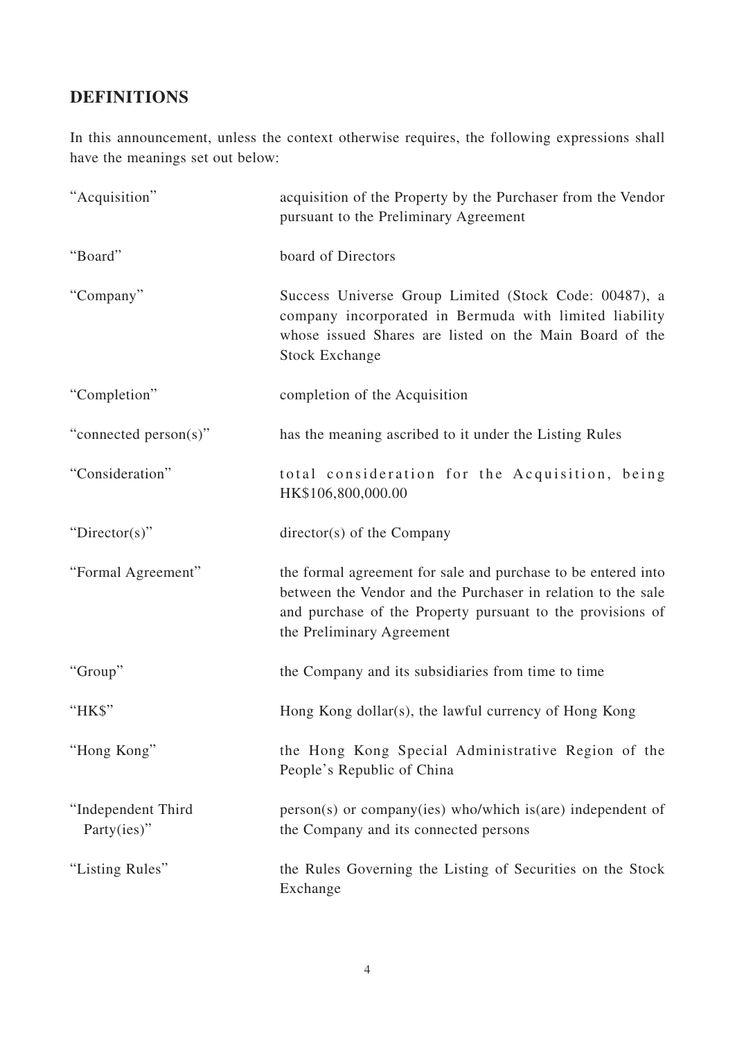## DEFINITIONS

In this announcement, unless the context otherwise requires, the following expressions shall have the meanings set out below:

| | |
|---|---|
| "Acquisition" | acquisition of the Property by the Purchaser from the Vendor pursuant to the Preliminary Agreement |
| "Board" | board of Directors |
| "Company" | Success Universe Group Limited (Stock Code: 00487), a company incorporated in Bermuda with limited liability whose issued Shares are listed on the Main Board of the Stock Exchange |
| "Completion" | completion of the Acquisition |
| "connected person(s)" | has the meaning ascribed to it under the Listing Rules |
| "Consideration" | total consideration for the Acquisition, being HK$106,800,000.00 |
| "Director(s)" | director(s) of the Company |
| "Formal Agreement" | the formal agreement for sale and purchase to be entered into between the Vendor and the Purchaser in relation to the sale and purchase of the Property pursuant to the provisions of the Preliminary Agreement |
| "Group" | the Company and its subsidiaries from time to time |
| "HK$" | Hong Kong dollar(s), the lawful currency of Hong Kong |
| "Hong Kong" | the Hong Kong Special Administrative Region of the People's Republic of China |
| "Independent Third Party(ies)" | person(s) or company(ies) who/which is(are) independent of the Company and its connected persons |
| "Listing Rules" | the Rules Governing the Listing of Securities on the Stock Exchange |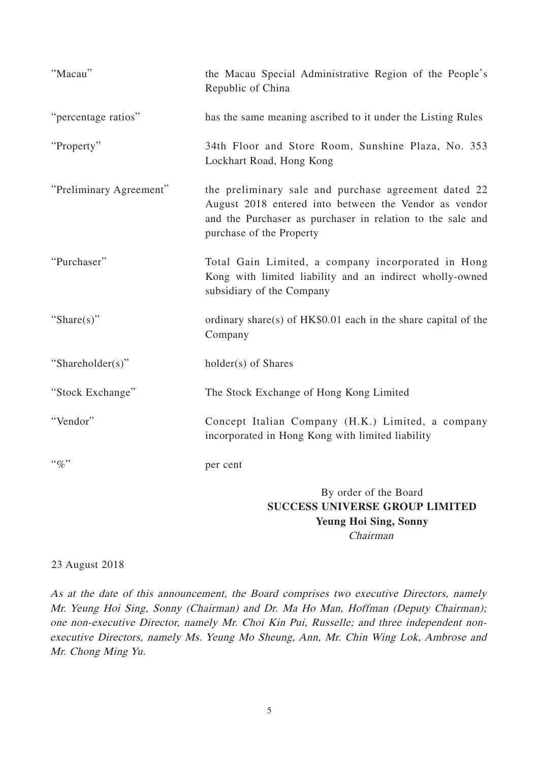| | |
|---|---|
| "Macau" | the Macau Special Administrative Region of the People's Republic of China |
| "percentage ratios" | has the same meaning ascribed to it under the Listing Rules |
| "Property" | 34th Floor and Store Room, Sunshine Plaza, No. 353 Lockhart Road, Hong Kong |
| "Preliminary Agreement" | the preliminary sale and purchase agreement dated 22 August 2018 entered into between the Vendor as vendor and the Purchaser as purchaser in relation to the sale and purchase of the Property |
| "Purchaser" | Total Gain Limited, a company incorporated in Hong Kong with limited liability and an indirect wholly-owned subsidiary of the Company |
| "Share(s)" | ordinary share(s) of HK$0.01 each in the share capital of the Company |
| "Shareholder(s)" | holder(s) of Shares |
| "Stock Exchange" | The Stock Exchange of Hong Kong Limited |
| "Vendor" | Concept Italian Company (H.K.) Limited, a company incorporated in Hong Kong with limited liability |
| "%" | per cent |

By order of the Board
**SUCCESS UNIVERSE GROUP LIMITED**
**Yeung Hoi Sing, Sonny**
*Chairman*

23 August 2018

*As at the date of this announcement, the Board comprises two executive Directors, namely Mr. Yeung Hoi Sing, Sonny (Chairman) and Dr. Ma Ho Man, Hoffman (Deputy Chairman); one non-executive Director, namely Mr. Choi Kin Pui, Russelle; and three independent non-executive Directors, namely Ms. Yeung Mo Sheung, Ann, Mr. Chin Wing Lok, Ambrose and Mr. Chong Ming Yu.*